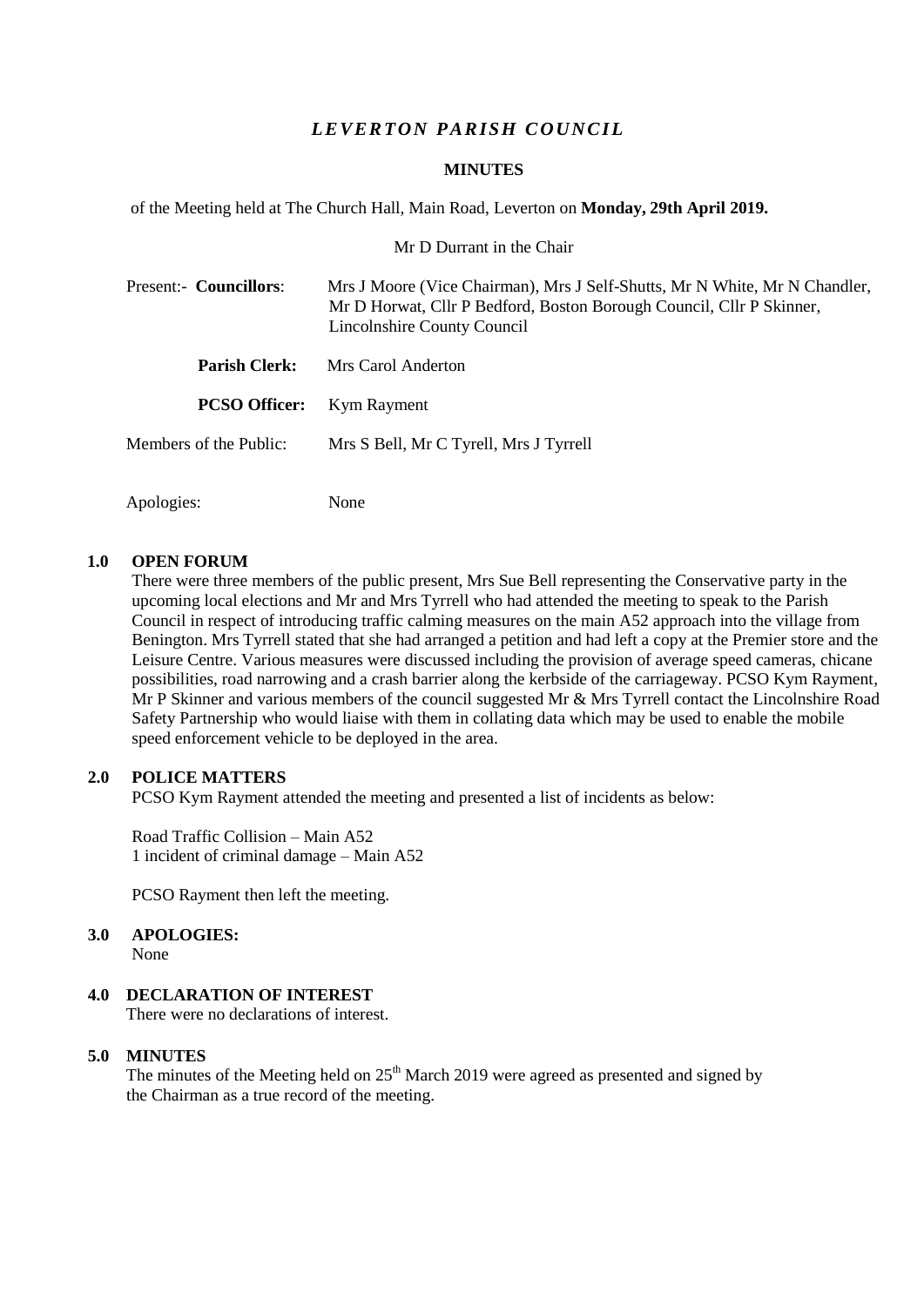# *LEVERTON PARISH COUNCIL*

## MINUTES

of the Meeting held at The Church Hall, Main Road, Leverton on **Monday, 29th April 2019.**

Mr D Durrant in the Chair

| | |
|---|---|
| Present:- **Councillors**: | Mrs J Moore (Vice Chairman), Mrs J Self-Shutts, Mr N White, Mr N Chandler, Mr D Horwat, Cllr P Bedford, Boston Borough Council, Cllr P Skinner, Lincolnshire County Council |
| **Parish Clerk:** | Mrs Carol Anderton |
| **PCSO Officer:** | Kym Rayment |
| Members of the Public: | Mrs S Bell, Mr C Tyrell, Mrs J Tyrrell |
| Apologies: | None |

### 1.0 OPEN FORUM

There were three members of the public present, Mrs Sue Bell representing the Conservative party in the upcoming local elections and Mr and Mrs Tyrrell who had attended the meeting to speak to the Parish Council in respect of introducing traffic calming measures on the main A52 approach into the village from Benington. Mrs Tyrrell stated that she had arranged a petition and had left a copy at the Premier store and the Leisure Centre. Various measures were discussed including the provision of average speed cameras, chicane possibilities, road narrowing and a crash barrier along the kerbside of the carriageway. PCSO Kym Rayment, Mr P Skinner and various members of the council suggested Mr & Mrs Tyrrell contact the Lincolnshire Road Safety Partnership who would liaise with them in collating data which may be used to enable the mobile speed enforcement vehicle to be deployed in the area.

### 2.0 POLICE MATTERS

PCSO Kym Rayment attended the meeting and presented a list of incidents as below:

Road Traffic Collision – Main A52
1 incident of criminal damage – Main A52

PCSO Rayment then left the meeting.

### 3.0 APOLOGIES:

None

### 4.0 DECLARATION OF INTEREST

There were no declarations of interest.

### 5.0 MINUTES

The minutes of the Meeting held on 25th March 2019 were agreed as presented and signed by the Chairman as a true record of the meeting.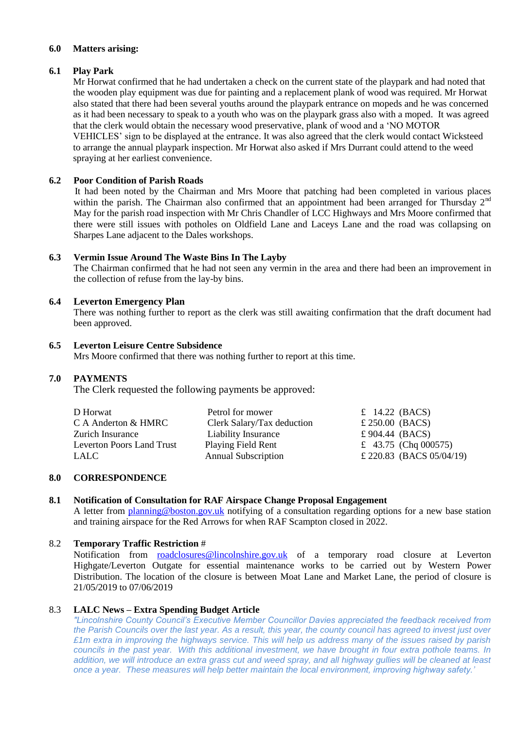## 6.0 Matters arising:

### 6.1 Play Park

Mr Horwat confirmed that he had undertaken a check on the current state of the playpark and had noted that the wooden play equipment was due for painting and a replacement plank of wood was required. Mr Horwat also stated that there had been several youths around the playpark entrance on mopeds and he was concerned as it had been necessary to speak to a youth who was on the playpark grass also with a moped. It was agreed that the clerk would obtain the necessary wood preservative, plank of wood and a 'NO MOTOR VEHICLES' sign to be displayed at the entrance. It was also agreed that the clerk would contact Wicksteed to arrange the annual playpark inspection. Mr Horwat also asked if Mrs Durrant could attend to the weed spraying at her earliest convenience.

### 6.2 Poor Condition of Parish Roads

It had been noted by the Chairman and Mrs Moore that patching had been completed in various places within the parish. The Chairman also confirmed that an appointment had been arranged for Thursday 2nd May for the parish road inspection with Mr Chris Chandler of LCC Highways and Mrs Moore confirmed that there were still issues with potholes on Oldfield Lane and Laceys Lane and the road was collapsing on Sharpes Lane adjacent to the Dales workshops.

### 6.3 Vermin Issue Around The Waste Bins In The Layby

The Chairman confirmed that he had not seen any vermin in the area and there had been an improvement in the collection of refuse from the lay-by bins.

### 6.4 Leverton Emergency Plan

There was nothing further to report as the clerk was still awaiting confirmation that the draft document had been approved.

### 6.5 Leverton Leisure Centre Subsidence

Mrs Moore confirmed that there was nothing further to report at this time.

## 7.0 PAYMENTS

The Clerk requested the following payments be approved:

| | | |
|---|---|---|
| D Horwat | Petrol for mower | £ 14.22 (BACS) |
| C A Anderton & HMRC | Clerk Salary/Tax deduction | £ 250.00 (BACS) |
| Zurich Insurance | Liability Insurance | £ 904.44 (BACS) |
| Leverton Poors Land Trust | Playing Field Rent | £ 43.75 (Chq 000575) |
| LALC | Annual Subscription | £ 220.83 (BACS 05/04/19) |

## 8.0 CORRESPONDENCE

### 8.1 Notification of Consultation for RAF Airspace Change Proposal Engagement

A letter from planning@boston.gov.uk notifying of a consultation regarding options for a new base station and training airspace for the Red Arrows for when RAF Scampton closed in 2022.

### 8.2 Temporary Traffic Restriction #

Notification from roadclosures@lincolnshire.gov.uk of a temporary road closure at Leverton Highgate/Leverton Outgate for essential maintenance works to be carried out by Western Power Distribution. The location of the closure is between Moat Lane and Market Lane, the period of closure is 21/05/2019 to 07/06/2019

### 8.3 LALC News – Extra Spending Budget Article

*"Lincolnshire County Council's Executive Member Councillor Davies appreciated the feedback received from the Parish Councils over the last year. As a result, this year, the county council has agreed to invest just over £1m extra in improving the highways service. This will help us address many of the issues raised by parish councils in the past year. With this additional investment, we have brought in four extra pothole teams. In addition, we will introduce an extra grass cut and weed spray, and all highway gullies will be cleaned at least once a year. These measures will help better maintain the local environment, improving highway safety.'*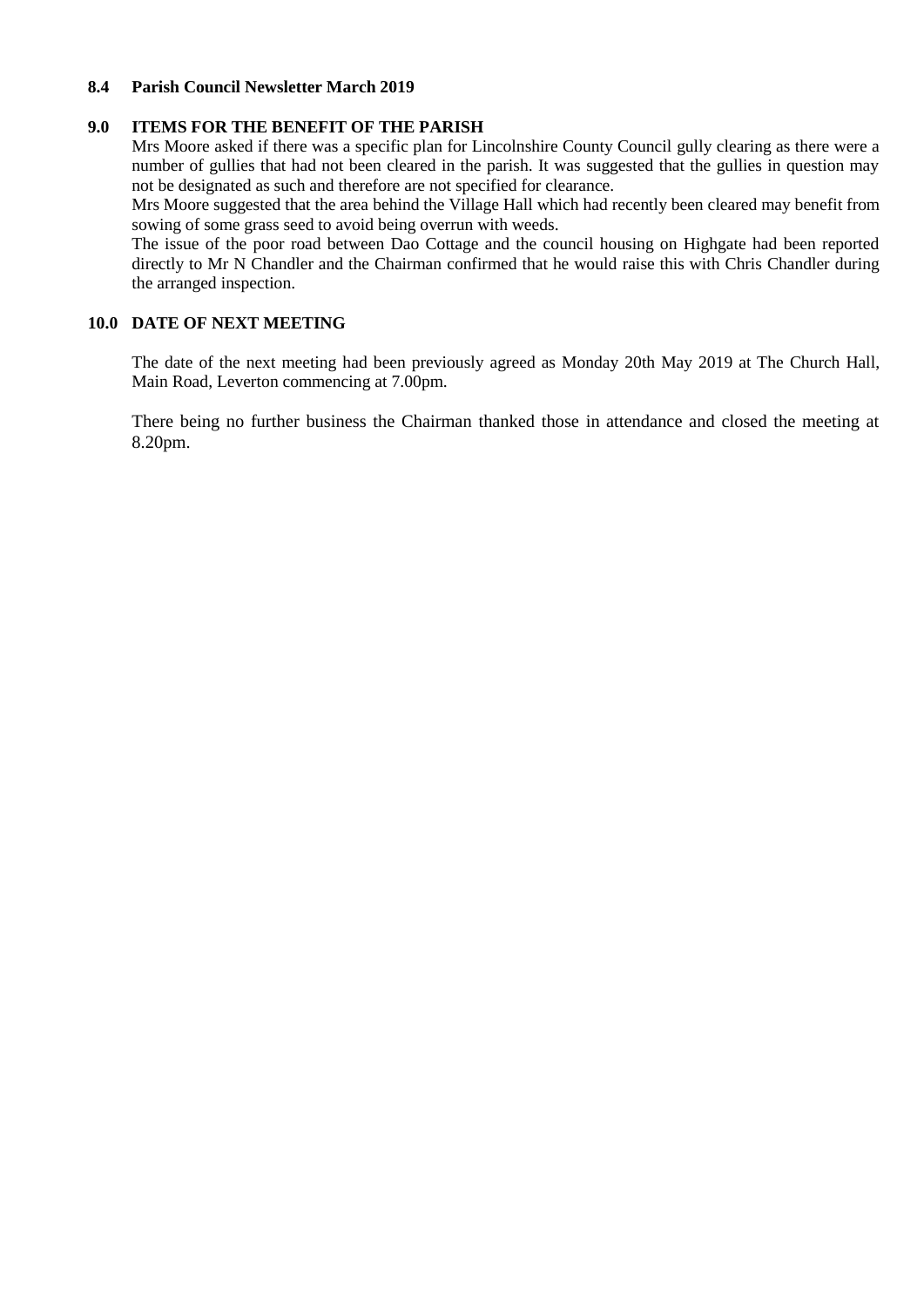**8.4 Parish Council Newsletter March 2019**

**9.0 ITEMS FOR THE BENEFIT OF THE PARISH**

Mrs Moore asked if there was a specific plan for Lincolnshire County Council gully clearing as there were a number of gullies that had not been cleared in the parish. It was suggested that the gullies in question may not be designated as such and therefore are not specified for clearance.

Mrs Moore suggested that the area behind the Village Hall which had recently been cleared may benefit from sowing of some grass seed to avoid being overrun with weeds.

The issue of the poor road between Dao Cottage and the council housing on Highgate had been reported directly to Mr N Chandler and the Chairman confirmed that he would raise this with Chris Chandler during the arranged inspection.

**10.0 DATE OF NEXT MEETING**

The date of the next meeting had been previously agreed as Monday 20th May 2019 at The Church Hall, Main Road, Leverton commencing at 7.00pm.

There being no further business the Chairman thanked those in attendance and closed the meeting at 8.20pm.